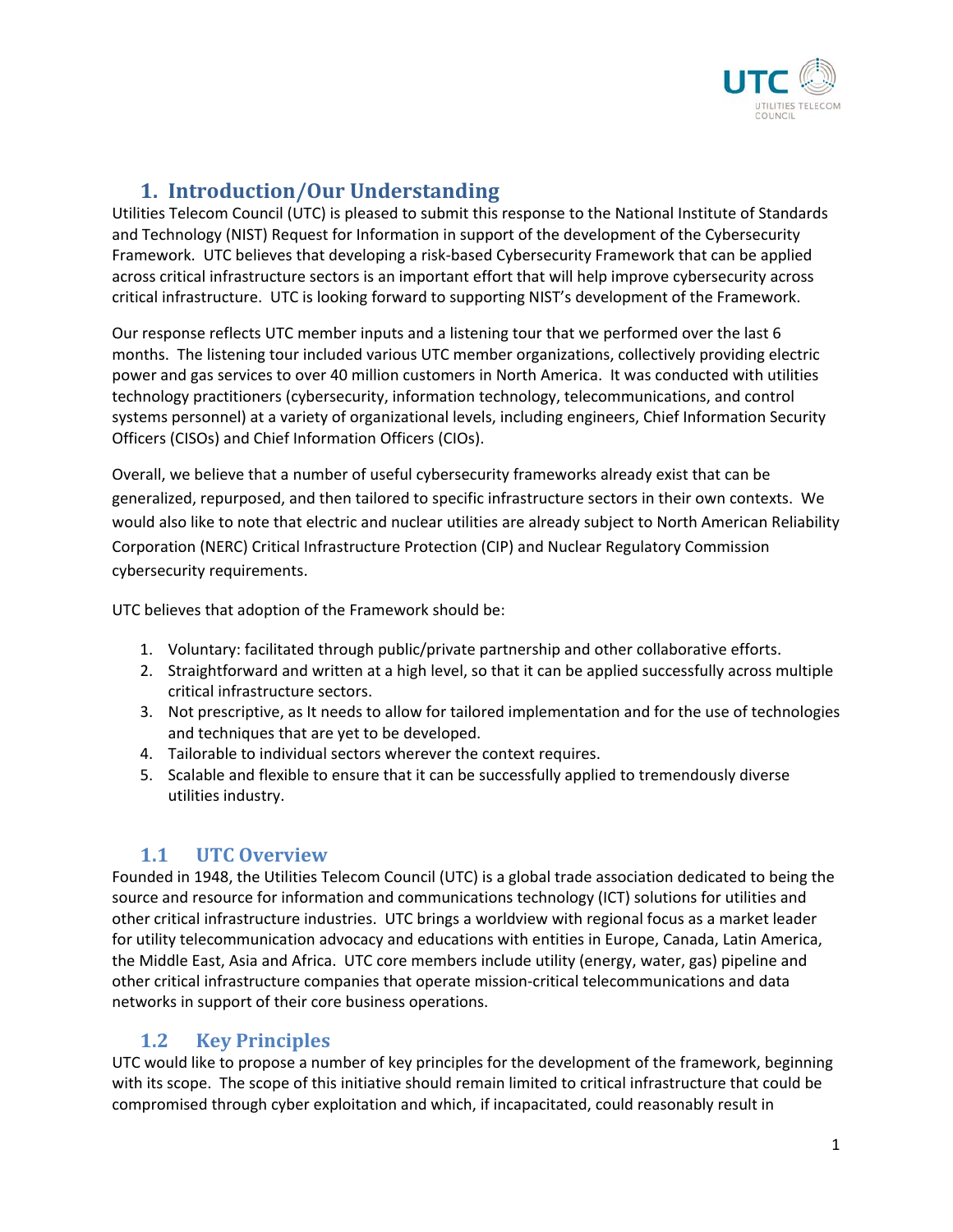## 1. Introduction/Our Understanding

Utilities Telecom Council (UTC) is pleased to submit this response to the National Institute of Standards and Technology (NIST) Request for Information in support of the development of the Cybersecurity Framework. UTC believes that developing a risk-based Cybersecurity Framework that can be applied across critical infrastructure sectors is an important effort that will help improve cybersecurity across critical infrastructure. UTC is looking forward to supporting NIST's development of the Framework.

Our response reflects UTC member inputs and a listening tour that we performed over the last 6 months. The listening tour included various UTC member organizations, collectively providing electric power and gas services to over 40 million customers in North America. It was conducted with utilities technology practitioners (cybersecurity, information technology, telecommunications, and control systems personnel) at a variety of organizational levels, including engineers, Chief Information Security Officers (CISOs) and Chief Information Officers (CIOs).

Overall, we believe that a number of useful cybersecurity frameworks already exist that can be generalized, repurposed, and then tailored to specific infrastructure sectors in their own contexts. We would also like to note that electric and nuclear utilities are already subject to North American Reliability Corporation (NERC) Critical Infrastructure Protection (CIP) and Nuclear Regulatory Commission cybersecurity requirements.

UTC believes that adoption of the Framework should be:

1. Voluntary: facilitated through public/private partnership and other collaborative efforts.
2. Straightforward and written at a high level, so that it can be applied successfully across multiple critical infrastructure sectors.
3. Not prescriptive, as It needs to allow for tailored implementation and for the use of technologies and techniques that are yet to be developed.
4. Tailorable to individual sectors wherever the context requires.
5. Scalable and flexible to ensure that it can be successfully applied to tremendously diverse utilities industry.

### 1.1 UTC Overview

Founded in 1948, the Utilities Telecom Council (UTC) is a global trade association dedicated to being the source and resource for information and communications technology (ICT) solutions for utilities and other critical infrastructure industries. UTC brings a worldview with regional focus as a market leader for utility telecommunication advocacy and educations with entities in Europe, Canada, Latin America, the Middle East, Asia and Africa. UTC core members include utility (energy, water, gas) pipeline and other critical infrastructure companies that operate mission-critical telecommunications and data networks in support of their core business operations.

### 1.2 Key Principles

UTC would like to propose a number of key principles for the development of the framework, beginning with its scope. The scope of this initiative should remain limited to critical infrastructure that could be compromised through cyber exploitation and which, if incapacitated, could reasonably result in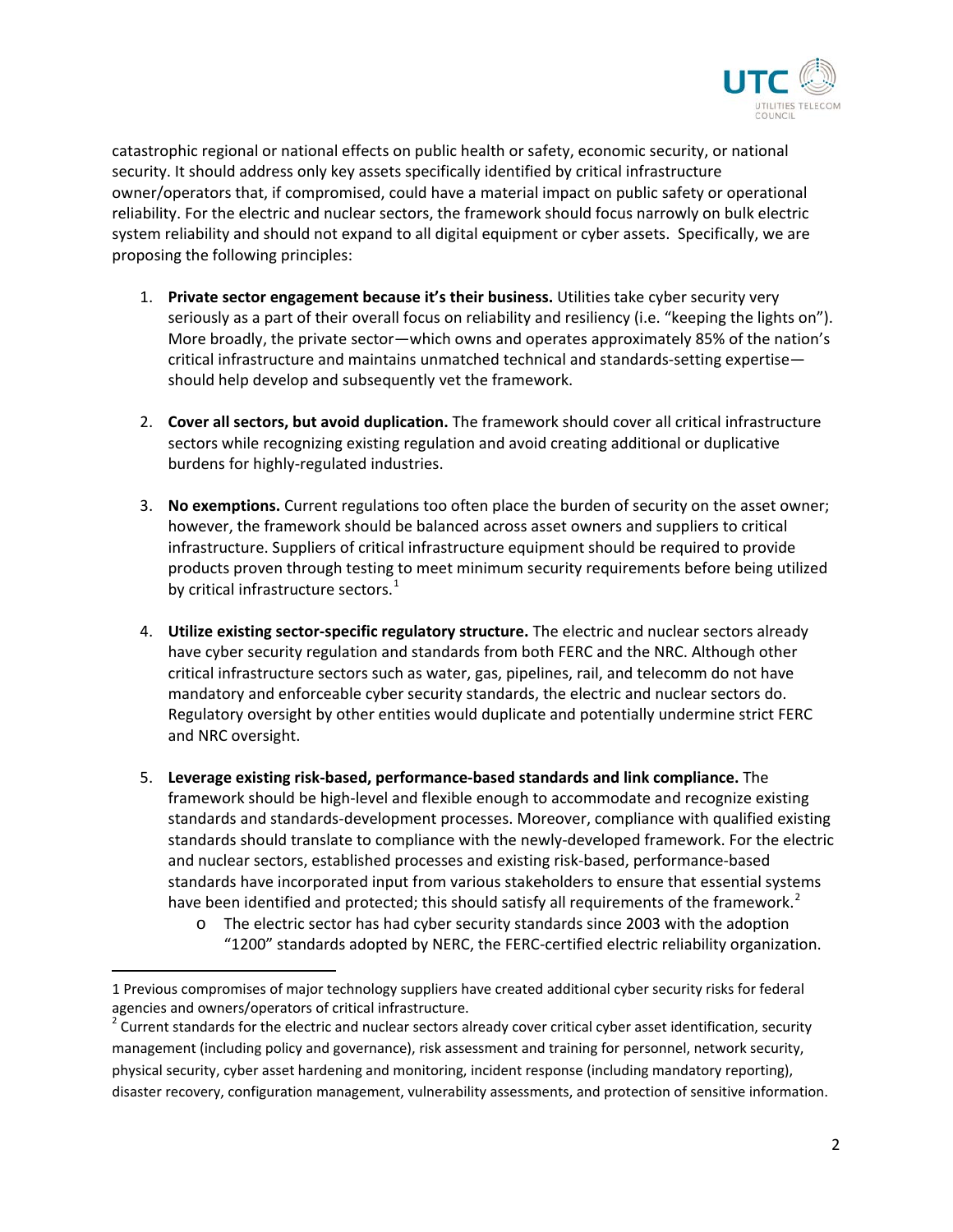catastrophic regional or national effects on public health or safety, economic security, or national security. It should address only key assets specifically identified by critical infrastructure owner/operators that, if compromised, could have a material impact on public safety or operational reliability. For the electric and nuclear sectors, the framework should focus narrowly on bulk electric system reliability and should not expand to all digital equipment or cyber assets. Specifically, we are proposing the following principles:

1. **Private sector engagement because it's their business.** Utilities take cyber security very seriously as a part of their overall focus on reliability and resiliency (i.e. "keeping the lights on"). More broadly, the private sector—which owns and operates approximately 85% of the nation's critical infrastructure and maintains unmatched technical and standards-setting expertise—should help develop and subsequently vet the framework.

2. **Cover all sectors, but avoid duplication.** The framework should cover all critical infrastructure sectors while recognizing existing regulation and avoid creating additional or duplicative burdens for highly-regulated industries.

3. **No exemptions.** Current regulations too often place the burden of security on the asset owner; however, the framework should be balanced across asset owners and suppliers to critical infrastructure. Suppliers of critical infrastructure equipment should be required to provide products proven through testing to meet minimum security requirements before being utilized by critical infrastructure sectors.[1]

4. **Utilize existing sector-specific regulatory structure.** The electric and nuclear sectors already have cyber security regulation and standards from both FERC and the NRC. Although other critical infrastructure sectors such as water, gas, pipelines, rail, and telecomm do not have mandatory and enforceable cyber security standards, the electric and nuclear sectors do. Regulatory oversight by other entities would duplicate and potentially undermine strict FERC and NRC oversight.

5. **Leverage existing risk-based, performance-based standards and link compliance.** The framework should be high-level and flexible enough to accommodate and recognize existing standards and standards-development processes. Moreover, compliance with qualified existing standards should translate to compliance with the newly-developed framework. For the electric and nuclear sectors, established processes and existing risk-based, performance-based standards have incorporated input from various stakeholders to ensure that essential systems have been identified and protected; this should satisfy all requirements of the framework.[2]
    - The electric sector has had cyber security standards since 2003 with the adoption "1200" standards adopted by NERC, the FERC-certified electric reliability organization.

---

1 Previous compromises of major technology suppliers have created additional cyber security risks for federal agencies and owners/operators of critical infrastructure.

2 Current standards for the electric and nuclear sectors already cover critical cyber asset identification, security management (including policy and governance), risk assessment and training for personnel, network security, physical security, cyber asset hardening and monitoring, incident response (including mandatory reporting), disaster recovery, configuration management, vulnerability assessments, and protection of sensitive information.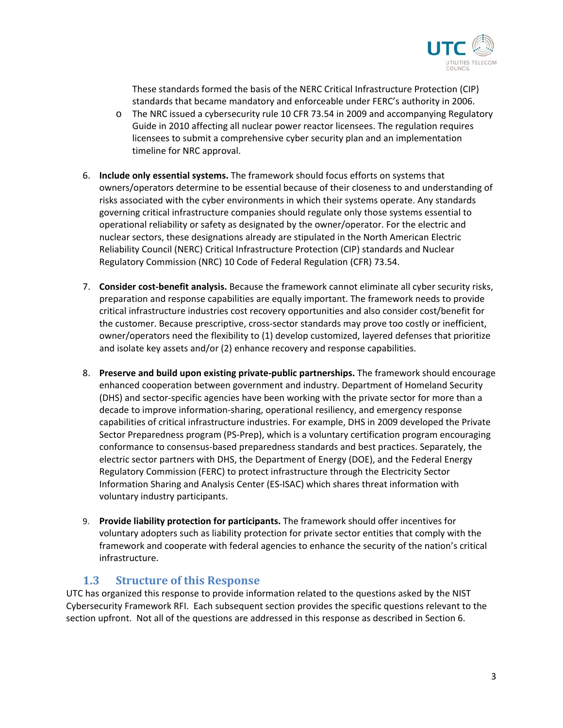These standards formed the basis of the NERC Critical Infrastructure Protection (CIP) standards that became mandatory and enforceable under FERC's authority in 2006.

- The NRC issued a cybersecurity rule 10 CFR 73.54 in 2009 and accompanying Regulatory Guide in 2010 affecting all nuclear power reactor licensees. The regulation requires licensees to submit a comprehensive cyber security plan and an implementation timeline for NRC approval.

6. **Include only essential systems.** The framework should focus efforts on systems that owners/operators determine to be essential because of their closeness to and understanding of risks associated with the cyber environments in which their systems operate. Any standards governing critical infrastructure companies should regulate only those systems essential to operational reliability or safety as designated by the owner/operator. For the electric and nuclear sectors, these designations already are stipulated in the North American Electric Reliability Council (NERC) Critical Infrastructure Protection (CIP) standards and Nuclear Regulatory Commission (NRC) 10 Code of Federal Regulation (CFR) 73.54.

7. **Consider cost-benefit analysis.** Because the framework cannot eliminate all cyber security risks, preparation and response capabilities are equally important. The framework needs to provide critical infrastructure industries cost recovery opportunities and also consider cost/benefit for the customer. Because prescriptive, cross-sector standards may prove too costly or inefficient, owner/operators need the flexibility to (1) develop customized, layered defenses that prioritize and isolate key assets and/or (2) enhance recovery and response capabilities.

8. **Preserve and build upon existing private-public partnerships.** The framework should encourage enhanced cooperation between government and industry. Department of Homeland Security (DHS) and sector-specific agencies have been working with the private sector for more than a decade to improve information-sharing, operational resiliency, and emergency response capabilities of critical infrastructure industries. For example, DHS in 2009 developed the Private Sector Preparedness program (PS-Prep), which is a voluntary certification program encouraging conformance to consensus-based preparedness standards and best practices. Separately, the electric sector partners with DHS, the Department of Energy (DOE), and the Federal Energy Regulatory Commission (FERC) to protect infrastructure through the Electricity Sector Information Sharing and Analysis Center (ES-ISAC) which shares threat information with voluntary industry participants.

9. **Provide liability protection for participants.** The framework should offer incentives for voluntary adopters such as liability protection for private sector entities that comply with the framework and cooperate with federal agencies to enhance the security of the nation's critical infrastructure.

## 1.3 Structure of this Response

UTC has organized this response to provide information related to the questions asked by the NIST Cybersecurity Framework RFI. Each subsequent section provides the specific questions relevant to the section upfront. Not all of the questions are addressed in this response as described in Section 6.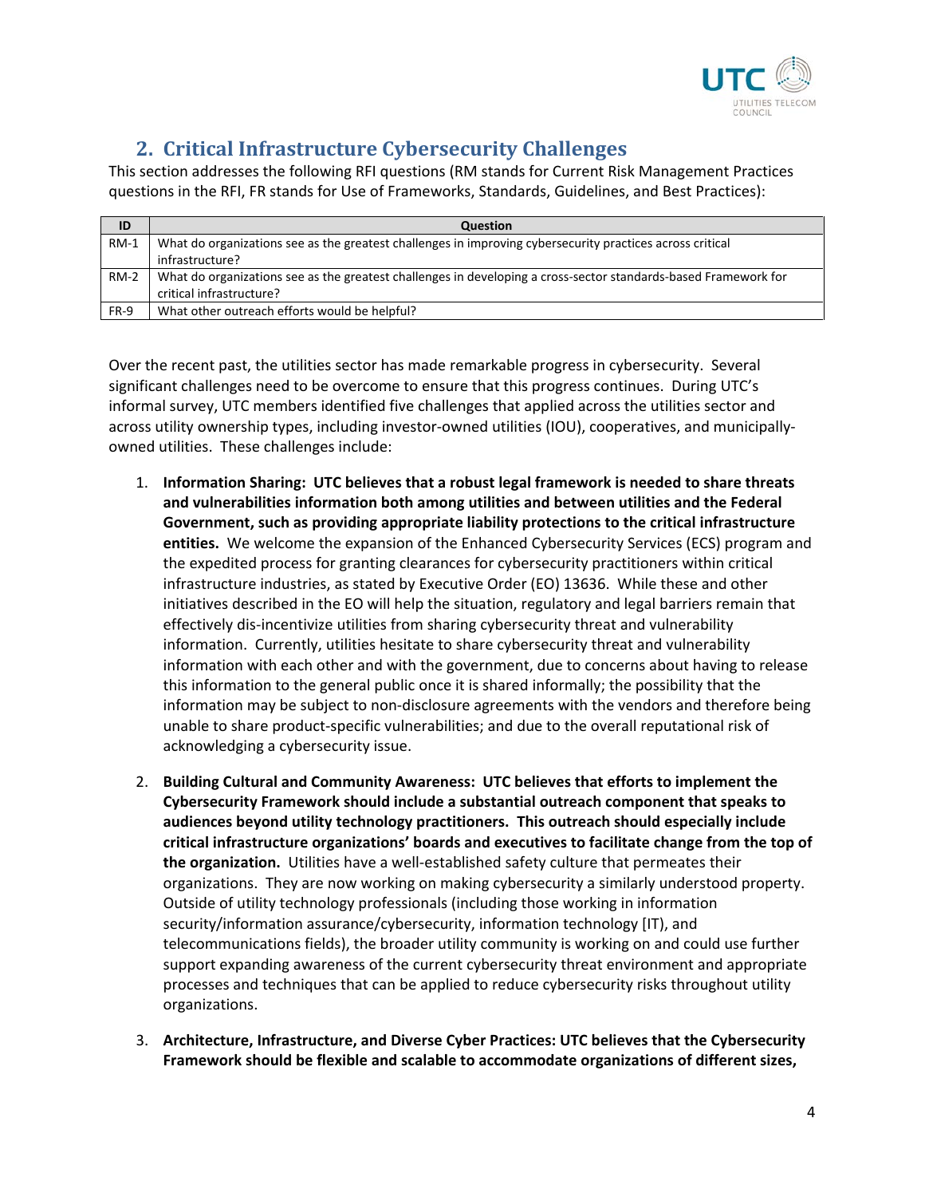## 2. Critical Infrastructure Cybersecurity Challenges

This section addresses the following RFI questions (RM stands for Current Risk Management Practices questions in the RFI, FR stands for Use of Frameworks, Standards, Guidelines, and Best Practices):

| ID | Question |
|---|---|
| RM-1 | What do organizations see as the greatest challenges in improving cybersecurity practices across critical infrastructure? |
| RM-2 | What do organizations see as the greatest challenges in developing a cross-sector standards-based Framework for critical infrastructure? |
| FR-9 | What other outreach efforts would be helpful? |

Over the recent past, the utilities sector has made remarkable progress in cybersecurity. Several significant challenges need to be overcome to ensure that this progress continues. During UTC's informal survey, UTC members identified five challenges that applied across the utilities sector and across utility ownership types, including investor-owned utilities (IOU), cooperatives, and municipally-owned utilities. These challenges include:

1. **Information Sharing: UTC believes that a robust legal framework is needed to share threats and vulnerabilities information both among utilities and between utilities and the Federal Government, such as providing appropriate liability protections to the critical infrastructure entities.** We welcome the expansion of the Enhanced Cybersecurity Services (ECS) program and the expedited process for granting clearances for cybersecurity practitioners within critical infrastructure industries, as stated by Executive Order (EO) 13636. While these and other initiatives described in the EO will help the situation, regulatory and legal barriers remain that effectively dis-incentivize utilities from sharing cybersecurity threat and vulnerability information. Currently, utilities hesitate to share cybersecurity threat and vulnerability information with each other and with the government, due to concerns about having to release this information to the general public once it is shared informally; the possibility that the information may be subject to non-disclosure agreements with the vendors and therefore being unable to share product-specific vulnerabilities; and due to the overall reputational risk of acknowledging a cybersecurity issue.

2. **Building Cultural and Community Awareness: UTC believes that efforts to implement the Cybersecurity Framework should include a substantial outreach component that speaks to audiences beyond utility technology practitioners. This outreach should especially include critical infrastructure organizations' boards and executives to facilitate change from the top of the organization.** Utilities have a well-established safety culture that permeates their organizations. They are now working on making cybersecurity a similarly understood property. Outside of utility technology professionals (including those working in information security/information assurance/cybersecurity, information technology [IT], and telecommunications fields), the broader utility community is working on and could use further support expanding awareness of the current cybersecurity threat environment and appropriate processes and techniques that can be applied to reduce cybersecurity risks throughout utility organizations.

3. **Architecture, Infrastructure, and Diverse Cyber Practices: UTC believes that the Cybersecurity Framework should be flexible and scalable to accommodate organizations of different sizes,**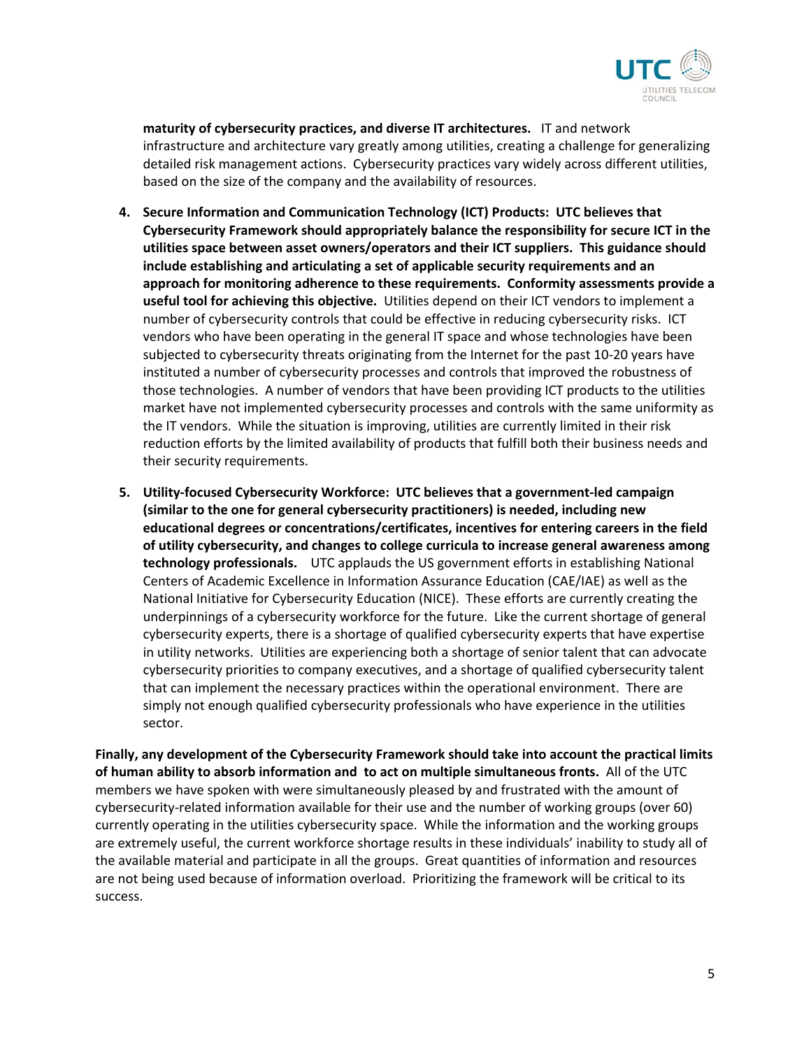**maturity of cybersecurity practices, and diverse IT architectures.** IT and network infrastructure and architecture vary greatly among utilities, creating a challenge for generalizing detailed risk management actions. Cybersecurity practices vary widely across different utilities, based on the size of the company and the availability of resources.

4. **Secure Information and Communication Technology (ICT) Products: UTC believes that Cybersecurity Framework should appropriately balance the responsibility for secure ICT in the utilities space between asset owners/operators and their ICT suppliers. This guidance should include establishing and articulating a set of applicable security requirements and an approach for monitoring adherence to these requirements. Conformity assessments provide a useful tool for achieving this objective.** Utilities depend on their ICT vendors to implement a number of cybersecurity controls that could be effective in reducing cybersecurity risks. ICT vendors who have been operating in the general IT space and whose technologies have been subjected to cybersecurity threats originating from the Internet for the past 10-20 years have instituted a number of cybersecurity processes and controls that improved the robustness of those technologies. A number of vendors that have been providing ICT products to the utilities market have not implemented cybersecurity processes and controls with the same uniformity as the IT vendors. While the situation is improving, utilities are currently limited in their risk reduction efforts by the limited availability of products that fulfill both their business needs and their security requirements.

5. **Utility-focused Cybersecurity Workforce: UTC believes that a government-led campaign (similar to the one for general cybersecurity practitioners) is needed, including new educational degrees or concentrations/certificates, incentives for entering careers in the field of utility cybersecurity, and changes to college curricula to increase general awareness among technology professionals.** UTC applauds the US government efforts in establishing National Centers of Academic Excellence in Information Assurance Education (CAE/IAE) as well as the National Initiative for Cybersecurity Education (NICE). These efforts are currently creating the underpinnings of a cybersecurity workforce for the future. Like the current shortage of general cybersecurity experts, there is a shortage of qualified cybersecurity experts that have expertise in utility networks. Utilities are experiencing both a shortage of senior talent that can advocate cybersecurity priorities to company executives, and a shortage of qualified cybersecurity talent that can implement the necessary practices within the operational environment. There are simply not enough qualified cybersecurity professionals who have experience in the utilities sector.

**Finally, any development of the Cybersecurity Framework should take into account the practical limits of human ability to absorb information and to act on multiple simultaneous fronts.** All of the UTC members we have spoken with were simultaneously pleased by and frustrated with the amount of cybersecurity-related information available for their use and the number of working groups (over 60) currently operating in the utilities cybersecurity space. While the information and the working groups are extremely useful, the current workforce shortage results in these individuals' inability to study all of the available material and participate in all the groups. Great quantities of information and resources are not being used because of information overload. Prioritizing the framework will be critical to its success.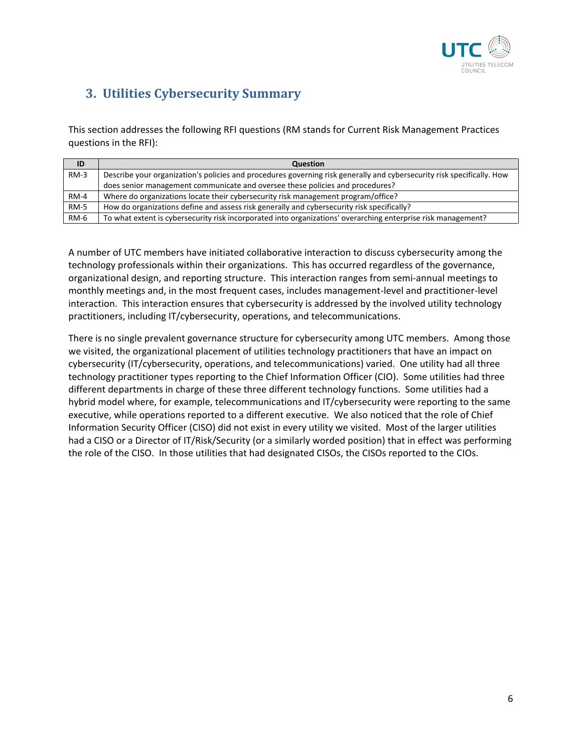## 3. Utilities Cybersecurity Summary

This section addresses the following RFI questions (RM stands for Current Risk Management Practices questions in the RFI):

| ID | Question |
|---|---|
| RM-3 | Describe your organization's policies and procedures governing risk generally and cybersecurity risk specifically. How does senior management communicate and oversee these policies and procedures? |
| RM-4 | Where do organizations locate their cybersecurity risk management program/office? |
| RM-5 | How do organizations define and assess risk generally and cybersecurity risk specifically? |
| RM-6 | To what extent is cybersecurity risk incorporated into organizations' overarching enterprise risk management? |

A number of UTC members have initiated collaborative interaction to discuss cybersecurity among the technology professionals within their organizations. This has occurred regardless of the governance, organizational design, and reporting structure. This interaction ranges from semi-annual meetings to monthly meetings and, in the most frequent cases, includes management-level and practitioner-level interaction. This interaction ensures that cybersecurity is addressed by the involved utility technology practitioners, including IT/cybersecurity, operations, and telecommunications.

There is no single prevalent governance structure for cybersecurity among UTC members. Among those we visited, the organizational placement of utilities technology practitioners that have an impact on cybersecurity (IT/cybersecurity, operations, and telecommunications) varied. One utility had all three technology practitioner types reporting to the Chief Information Officer (CIO). Some utilities had three different departments in charge of these three different technology functions. Some utilities had a hybrid model where, for example, telecommunications and IT/cybersecurity were reporting to the same executive, while operations reported to a different executive. We also noticed that the role of Chief Information Security Officer (CISO) did not exist in every utility we visited. Most of the larger utilities had a CISO or a Director of IT/Risk/Security (or a similarly worded position) that in effect was performing the role of the CISO. In those utilities that had designated CISOs, the CISOs reported to the CIOs.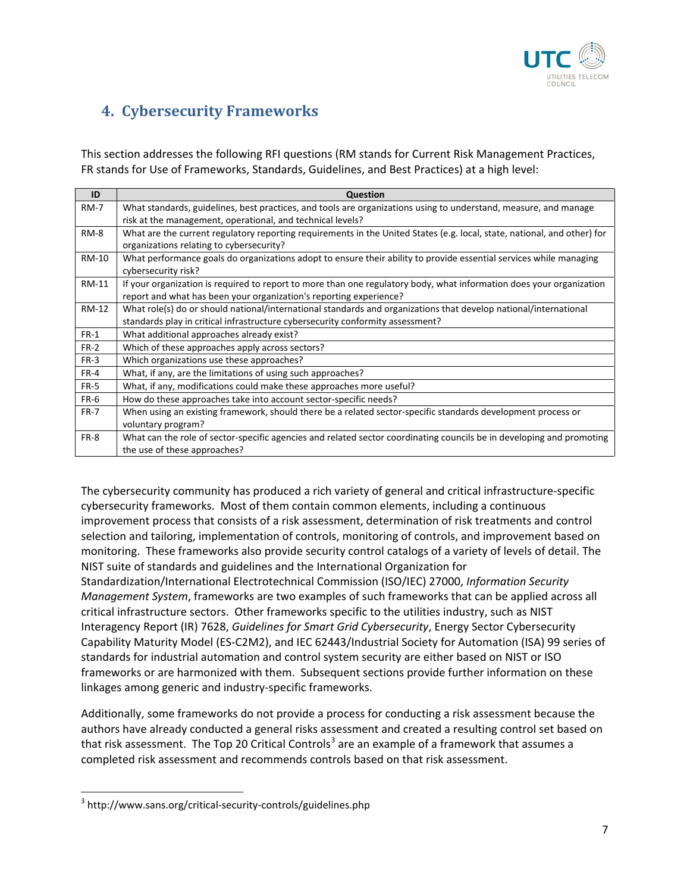## 4. Cybersecurity Frameworks

This section addresses the following RFI questions (RM stands for Current Risk Management Practices, FR stands for Use of Frameworks, Standards, Guidelines, and Best Practices) at a high level:

| ID | Question |
|---|---|
| RM-7 | What standards, guidelines, best practices, and tools are organizations using to understand, measure, and manage risk at the management, operational, and technical levels? |
| RM-8 | What are the current regulatory reporting requirements in the United States (e.g. local, state, national, and other) for organizations relating to cybersecurity? |
| RM-10 | What performance goals do organizations adopt to ensure their ability to provide essential services while managing cybersecurity risk? |
| RM-11 | If your organization is required to report to more than one regulatory body, what information does your organization report and what has been your organization's reporting experience? |
| RM-12 | What role(s) do or should national/international standards and organizations that develop national/international standards play in critical infrastructure cybersecurity conformity assessment? |
| FR-1 | What additional approaches already exist? |
| FR-2 | Which of these approaches apply across sectors? |
| FR-3 | Which organizations use these approaches? |
| FR-4 | What, if any, are the limitations of using such approaches? |
| FR-5 | What, if any, modifications could make these approaches more useful? |
| FR-6 | How do these approaches take into account sector-specific needs? |
| FR-7 | When using an existing framework, should there be a related sector-specific standards development process or voluntary program? |
| FR-8 | What can the role of sector-specific agencies and related sector coordinating councils be in developing and promoting the use of these approaches? |

The cybersecurity community has produced a rich variety of general and critical infrastructure-specific cybersecurity frameworks. Most of them contain common elements, including a continuous improvement process that consists of a risk assessment, determination of risk treatments and control selection and tailoring, implementation of controls, monitoring of controls, and improvement based on monitoring. These frameworks also provide security control catalogs of a variety of levels of detail. The NIST suite of standards and guidelines and the International Organization for Standardization/International Electrotechnical Commission (ISO/IEC) 27000, *Information Security Management System*, frameworks are two examples of such frameworks that can be applied across all critical infrastructure sectors. Other frameworks specific to the utilities industry, such as NIST Interagency Report (IR) 7628, *Guidelines for Smart Grid Cybersecurity*, Energy Sector Cybersecurity Capability Maturity Model (ES-C2M2), and IEC 62443/Industrial Society for Automation (ISA) 99 series of standards for industrial automation and control system security are either based on NIST or ISO frameworks or are harmonized with them. Subsequent sections provide further information on these linkages among generic and industry-specific frameworks.

Additionally, some frameworks do not provide a process for conducting a risk assessment because the authors have already conducted a general risks assessment and created a resulting control set based on that risk assessment. The Top 20 Critical Controls[3] are an example of a framework that assumes a completed risk assessment and recommends controls based on that risk assessment.

[3] http://www.sans.org/critical-security-controls/guidelines.php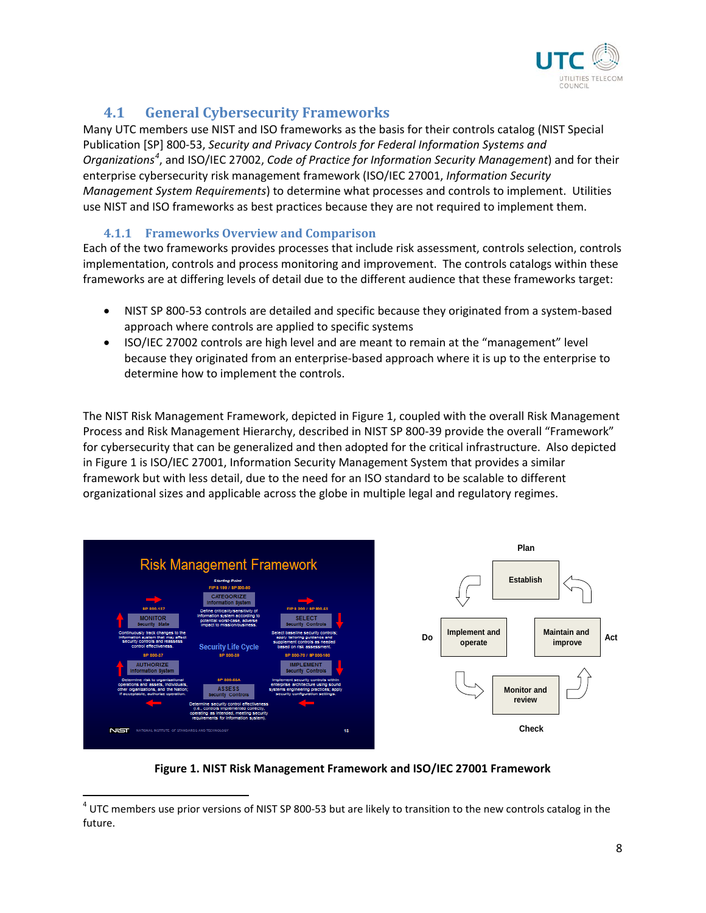## 4.1 General Cybersecurity Frameworks

Many UTC members use NIST and ISO frameworks as the basis for their controls catalog (NIST Special Publication [SP] 800-53, *Security and Privacy Controls for Federal Information Systems and Organizations*[4], and ISO/IEC 27002, *Code of Practice for Information Security Management*) and for their enterprise cybersecurity risk management framework (ISO/IEC 27001, *Information Security Management System Requirements*) to determine what processes and controls to implement. Utilities use NIST and ISO frameworks as best practices because they are not required to implement them.

### 4.1.1 Frameworks Overview and Comparison

Each of the two frameworks provides processes that include risk assessment, controls selection, controls implementation, controls and process monitoring and improvement. The controls catalogs within these frameworks are at differing levels of detail due to the different audience that these frameworks target:

- NIST SP 800-53 controls are detailed and specific because they originated from a system-based approach where controls are applied to specific systems
- ISO/IEC 27002 controls are high level and are meant to remain at the "management" level because they originated from an enterprise-based approach where it is up to the enterprise to determine how to implement the controls.

The NIST Risk Management Framework, depicted in Figure 1, coupled with the overall Risk Management Process and Risk Management Hierarchy, described in NIST SP 800-39 provide the overall "Framework" for cybersecurity that can be generalized and then adopted for the critical infrastructure. Also depicted in Figure 1 is ISO/IEC 27001, Information Security Management System that provides a similar framework but with less detail, due to the need for an ISO standard to be scalable to different organizational sizes and applicable across the globe in multiple legal and regulatory regimes.

**Figure 1. NIST Risk Management Framework and ISO/IEC 27001 Framework**

---

[4] UTC members use prior versions of NIST SP 800-53 but are likely to transition to the new controls catalog in the future.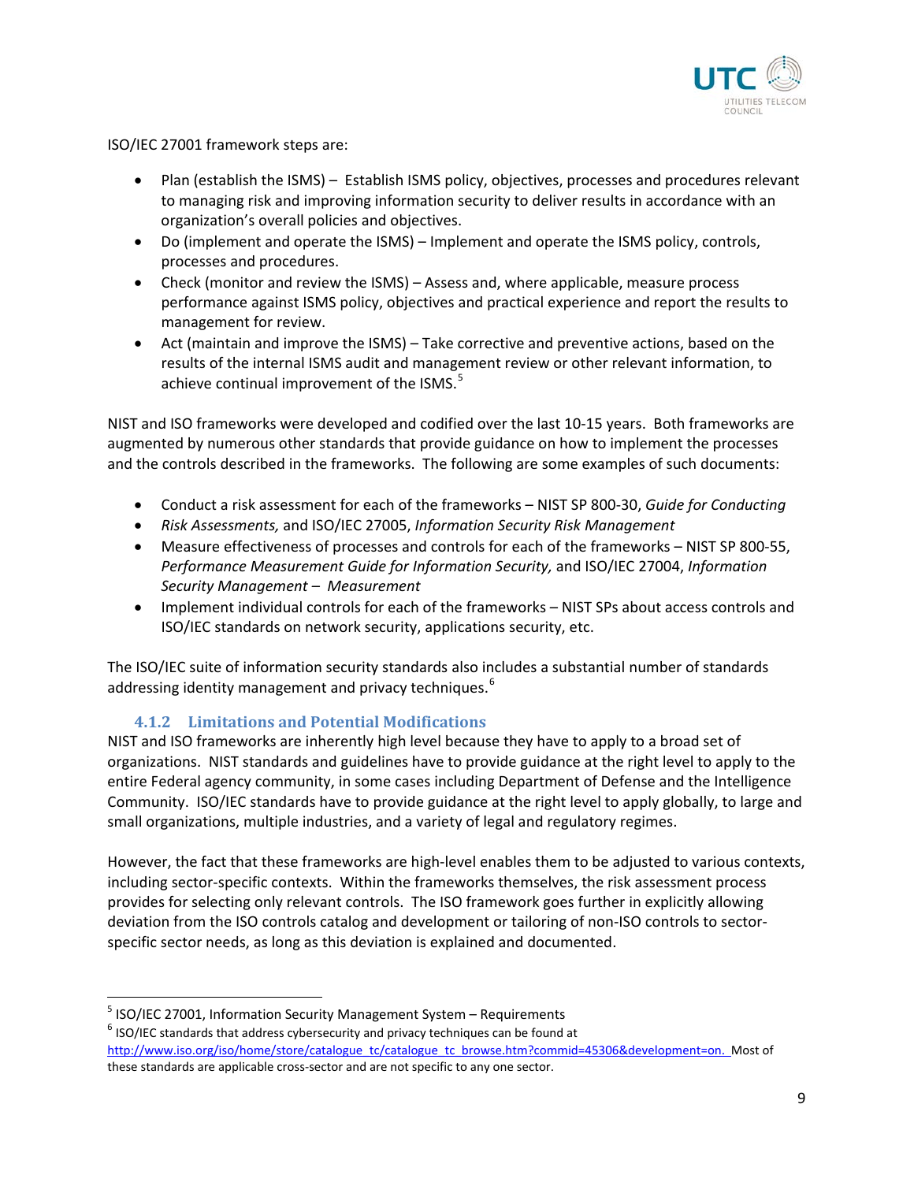ISO/IEC 27001 framework steps are:

- Plan (establish the ISMS) – Establish ISMS policy, objectives, processes and procedures relevant to managing risk and improving information security to deliver results in accordance with an organization's overall policies and objectives.
- Do (implement and operate the ISMS) – Implement and operate the ISMS policy, controls, processes and procedures.
- Check (monitor and review the ISMS) – Assess and, where applicable, measure process performance against ISMS policy, objectives and practical experience and report the results to management for review.
- Act (maintain and improve the ISMS) – Take corrective and preventive actions, based on the results of the internal ISMS audit and management review or other relevant information, to achieve continual improvement of the ISMS.[5]

NIST and ISO frameworks were developed and codified over the last 10-15 years. Both frameworks are augmented by numerous other standards that provide guidance on how to implement the processes and the controls described in the frameworks. The following are some examples of such documents:

- Conduct a risk assessment for each of the frameworks – NIST SP 800-30, *Guide for Conducting*
- *Risk Assessments,* and ISO/IEC 27005, *Information Security Risk Management*
- Measure effectiveness of processes and controls for each of the frameworks – NIST SP 800-55, *Performance Measurement Guide for Information Security,* and ISO/IEC 27004, *Information Security Management – Measurement*
- Implement individual controls for each of the frameworks – NIST SPs about access controls and ISO/IEC standards on network security, applications security, etc.

The ISO/IEC suite of information security standards also includes a substantial number of standards addressing identity management and privacy techniques.[6]

### 4.1.2 Limitations and Potential Modifications

NIST and ISO frameworks are inherently high level because they have to apply to a broad set of organizations. NIST standards and guidelines have to provide guidance at the right level to apply to the entire Federal agency community, in some cases including Department of Defense and the Intelligence Community. ISO/IEC standards have to provide guidance at the right level to apply globally, to large and small organizations, multiple industries, and a variety of legal and regulatory regimes.

However, the fact that these frameworks are high-level enables them to be adjusted to various contexts, including sector-specific contexts. Within the frameworks themselves, the risk assessment process provides for selecting only relevant controls. The ISO framework goes further in explicitly allowing deviation from the ISO controls catalog and development or tailoring of non-ISO controls to sector-specific sector needs, as long as this deviation is explained and documented.

---

[5] ISO/IEC 27001, Information Security Management System – Requirements

[6] ISO/IEC standards that address cybersecurity and privacy techniques can be found at http://www.iso.org/iso/home/store/catalogue_tc/catalogue_tc_browse.htm?commid=45306&development=on. Most of these standards are applicable cross-sector and are not specific to any one sector.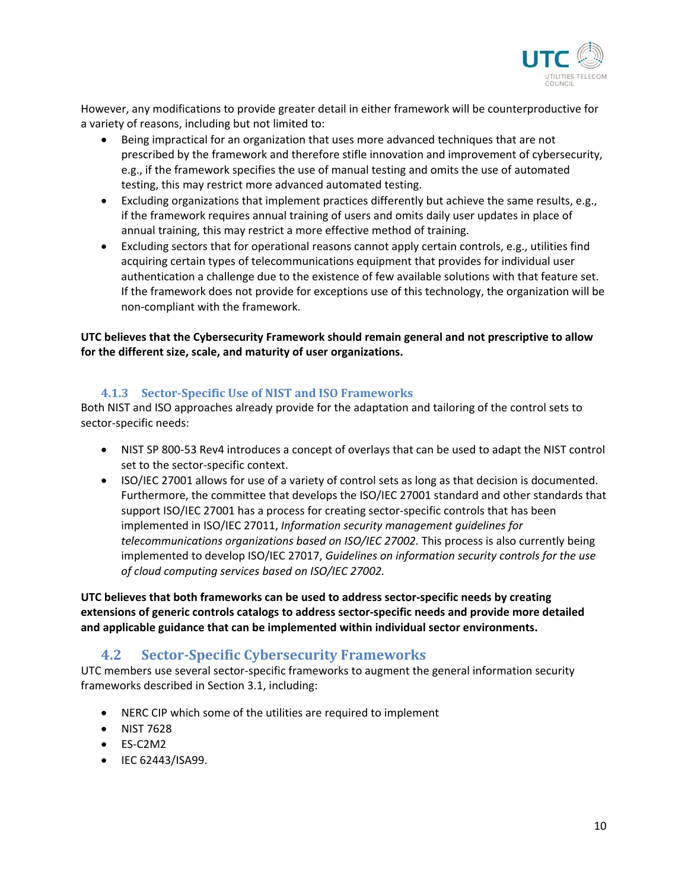However, any modifications to provide greater detail in either framework will be counterproductive for a variety of reasons, including but not limited to:

- Being impractical for an organization that uses more advanced techniques that are not prescribed by the framework and therefore stifle innovation and improvement of cybersecurity, e.g., if the framework specifies the use of manual testing and omits the use of automated testing, this may restrict more advanced automated testing.
- Excluding organizations that implement practices differently but achieve the same results, e.g., if the framework requires annual training of users and omits daily user updates in place of annual training, this may restrict a more effective method of training.
- Excluding sectors that for operational reasons cannot apply certain controls, e.g., utilities find acquiring certain types of telecommunications equipment that provides for individual user authentication a challenge due to the existence of few available solutions with that feature set. If the framework does not provide for exceptions use of this technology, the organization will be non-compliant with the framework.

**UTC believes that the Cybersecurity Framework should remain general and not prescriptive to allow for the different size, scale, and maturity of user organizations.**

### 4.1.3 Sector-Specific Use of NIST and ISO Frameworks

Both NIST and ISO approaches already provide for the adaptation and tailoring of the control sets to sector-specific needs:

- NIST SP 800-53 Rev4 introduces a concept of overlays that can be used to adapt the NIST control set to the sector-specific context.
- ISO/IEC 27001 allows for use of a variety of control sets as long as that decision is documented. Furthermore, the committee that develops the ISO/IEC 27001 standard and other standards that support ISO/IEC 27001 has a process for creating sector-specific controls that has been implemented in ISO/IEC 27011, *Information security management guidelines for telecommunications organizations based on ISO/IEC 27002.* This process is also currently being implemented to develop ISO/IEC 27017, *Guidelines on information security controls for the use of cloud computing services based on ISO/IEC 27002.*

**UTC believes that both frameworks can be used to address sector-specific needs by creating extensions of generic controls catalogs to address sector-specific needs and provide more detailed and applicable guidance that can be implemented within individual sector environments.**

## 4.2 Sector-Specific Cybersecurity Frameworks

UTC members use several sector-specific frameworks to augment the general information security frameworks described in Section 3.1, including:

- NERC CIP which some of the utilities are required to implement
- NIST 7628
- ES-C2M2
- IEC 62443/ISA99.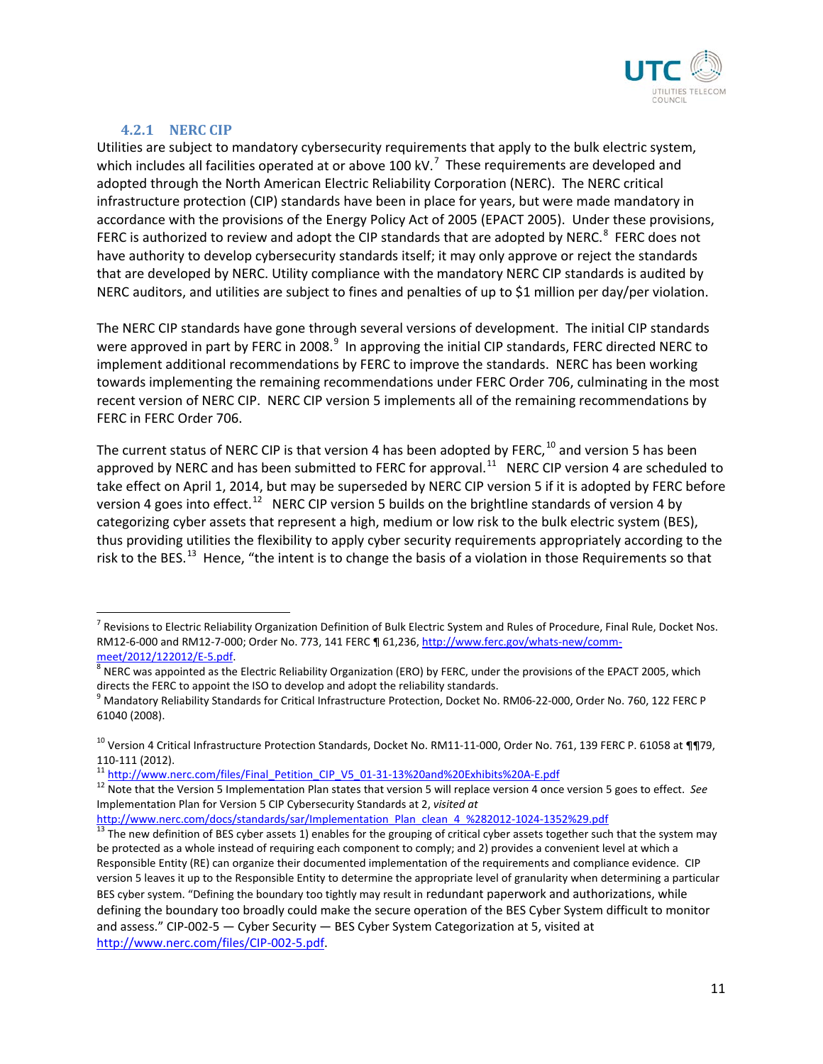### 4.2.1 NERC CIP

Utilities are subject to mandatory cybersecurity requirements that apply to the bulk electric system, which includes all facilities operated at or above 100 kV.[7] These requirements are developed and adopted through the North American Electric Reliability Corporation (NERC). The NERC critical infrastructure protection (CIP) standards have been in place for years, but were made mandatory in accordance with the provisions of the Energy Policy Act of 2005 (EPACT 2005). Under these provisions, FERC is authorized to review and adopt the CIP standards that are adopted by NERC.[8] FERC does not have authority to develop cybersecurity standards itself; it may only approve or reject the standards that are developed by NERC. Utility compliance with the mandatory NERC CIP standards is audited by NERC auditors, and utilities are subject to fines and penalties of up to $1 million per day/per violation.

The NERC CIP standards have gone through several versions of development. The initial CIP standards were approved in part by FERC in 2008.[9] In approving the initial CIP standards, FERC directed NERC to implement additional recommendations by FERC to improve the standards. NERC has been working towards implementing the remaining recommendations under FERC Order 706, culminating in the most recent version of NERC CIP. NERC CIP version 5 implements all of the remaining recommendations by FERC in FERC Order 706.

The current status of NERC CIP is that version 4 has been adopted by FERC,[10] and version 5 has been approved by NERC and has been submitted to FERC for approval.[11] NERC CIP version 4 are scheduled to take effect on April 1, 2014, but may be superseded by NERC CIP version 5 if it is adopted by FERC before version 4 goes into effect.[12] NERC CIP version 5 builds on the brightline standards of version 4 by categorizing cyber assets that represent a high, medium or low risk to the bulk electric system (BES), thus providing utilities the flexibility to apply cyber security requirements appropriately according to the risk to the BES.[13] Hence, "the intent is to change the basis of a violation in those Requirements so that

---

[7] Revisions to Electric Reliability Organization Definition of Bulk Electric System and Rules of Procedure, Final Rule, Docket Nos. RM12-6-000 and RM12-7-000; Order No. 773, 141 FERC ¶ 61,236, http://www.ferc.gov/whats-new/comm-meet/2012/122012/E-5.pdf.

[8] NERC was appointed as the Electric Reliability Organization (ERO) by FERC, under the provisions of the EPACT 2005, which directs the FERC to appoint the ISO to develop and adopt the reliability standards.

[9] Mandatory Reliability Standards for Critical Infrastructure Protection, Docket No. RM06-22-000, Order No. 760, 122 FERC P 61040 (2008).

[10] Version 4 Critical Infrastructure Protection Standards, Docket No. RM11-11-000, Order No. 761, 139 FERC P. 61058 at ¶¶79, 110-111 (2012).

[11] http://www.nerc.com/files/Final_Petition_CIP_V5_01-31-13%20and%20Exhibits%20A-E.pdf

[12] Note that the Version 5 Implementation Plan states that version 5 will replace version 4 once version 5 goes to effect. *See* Implementation Plan for Version 5 CIP Cybersecurity Standards at 2, *visited at* http://www.nerc.com/docs/standards/sar/Implementation_Plan_clean_4_%282012-1024-1352%29.pdf

[13] The new definition of BES cyber assets 1) enables for the grouping of critical cyber assets together such that the system may be protected as a whole instead of requiring each component to comply; and 2) provides a convenient level at which a Responsible Entity (RE) can organize their documented implementation of the requirements and compliance evidence. CIP version 5 leaves it up to the Responsible Entity to determine the appropriate level of granularity when determining a particular BES cyber system. "Defining the boundary too tightly may result in redundant paperwork and authorizations, while defining the boundary too broadly could make the secure operation of the BES Cyber System difficult to monitor and assess." CIP-002-5 — Cyber Security — BES Cyber System Categorization at 5, visited at http://www.nerc.com/files/CIP-002-5.pdf.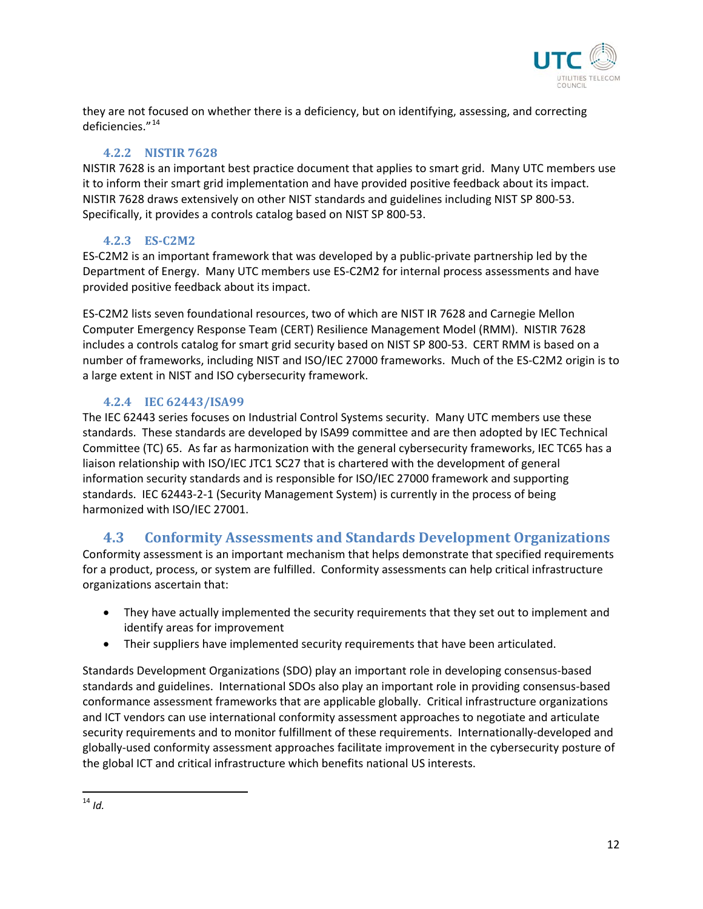they are not focused on whether there is a deficiency, but on identifying, assessing, and correcting deficiencies."[14]

### 4.2.2 NISTIR 7628

NISTIR 7628 is an important best practice document that applies to smart grid. Many UTC members use it to inform their smart grid implementation and have provided positive feedback about its impact. NISTIR 7628 draws extensively on other NIST standards and guidelines including NIST SP 800-53. Specifically, it provides a controls catalog based on NIST SP 800-53.

### 4.2.3 ES-C2M2

ES-C2M2 is an important framework that was developed by a public-private partnership led by the Department of Energy. Many UTC members use ES-C2M2 for internal process assessments and have provided positive feedback about its impact.

ES-C2M2 lists seven foundational resources, two of which are NIST IR 7628 and Carnegie Mellon Computer Emergency Response Team (CERT) Resilience Management Model (RMM). NISTIR 7628 includes a controls catalog for smart grid security based on NIST SP 800-53. CERT RMM is based on a number of frameworks, including NIST and ISO/IEC 27000 frameworks. Much of the ES-C2M2 origin is to a large extent in NIST and ISO cybersecurity framework.

### 4.2.4 IEC 62443/ISA99

The IEC 62443 series focuses on Industrial Control Systems security. Many UTC members use these standards. These standards are developed by ISA99 committee and are then adopted by IEC Technical Committee (TC) 65. As far as harmonization with the general cybersecurity frameworks, IEC TC65 has a liaison relationship with ISO/IEC JTC1 SC27 that is chartered with the development of general information security standards and is responsible for ISO/IEC 27000 framework and supporting standards. IEC 62443-2-1 (Security Management System) is currently in the process of being harmonized with ISO/IEC 27001.

## 4.3 Conformity Assessments and Standards Development Organizations

Conformity assessment is an important mechanism that helps demonstrate that specified requirements for a product, process, or system are fulfilled. Conformity assessments can help critical infrastructure organizations ascertain that:

- They have actually implemented the security requirements that they set out to implement and identify areas for improvement
- Their suppliers have implemented security requirements that have been articulated.

Standards Development Organizations (SDO) play an important role in developing consensus-based standards and guidelines. International SDOs also play an important role in providing consensus-based conformance assessment frameworks that are applicable globally. Critical infrastructure organizations and ICT vendors can use international conformity assessment approaches to negotiate and articulate security requirements and to monitor fulfillment of these requirements. Internationally-developed and globally-used conformity assessment approaches facilitate improvement in the cybersecurity posture of the global ICT and critical infrastructure which benefits national US interests.

---

[14] *Id.*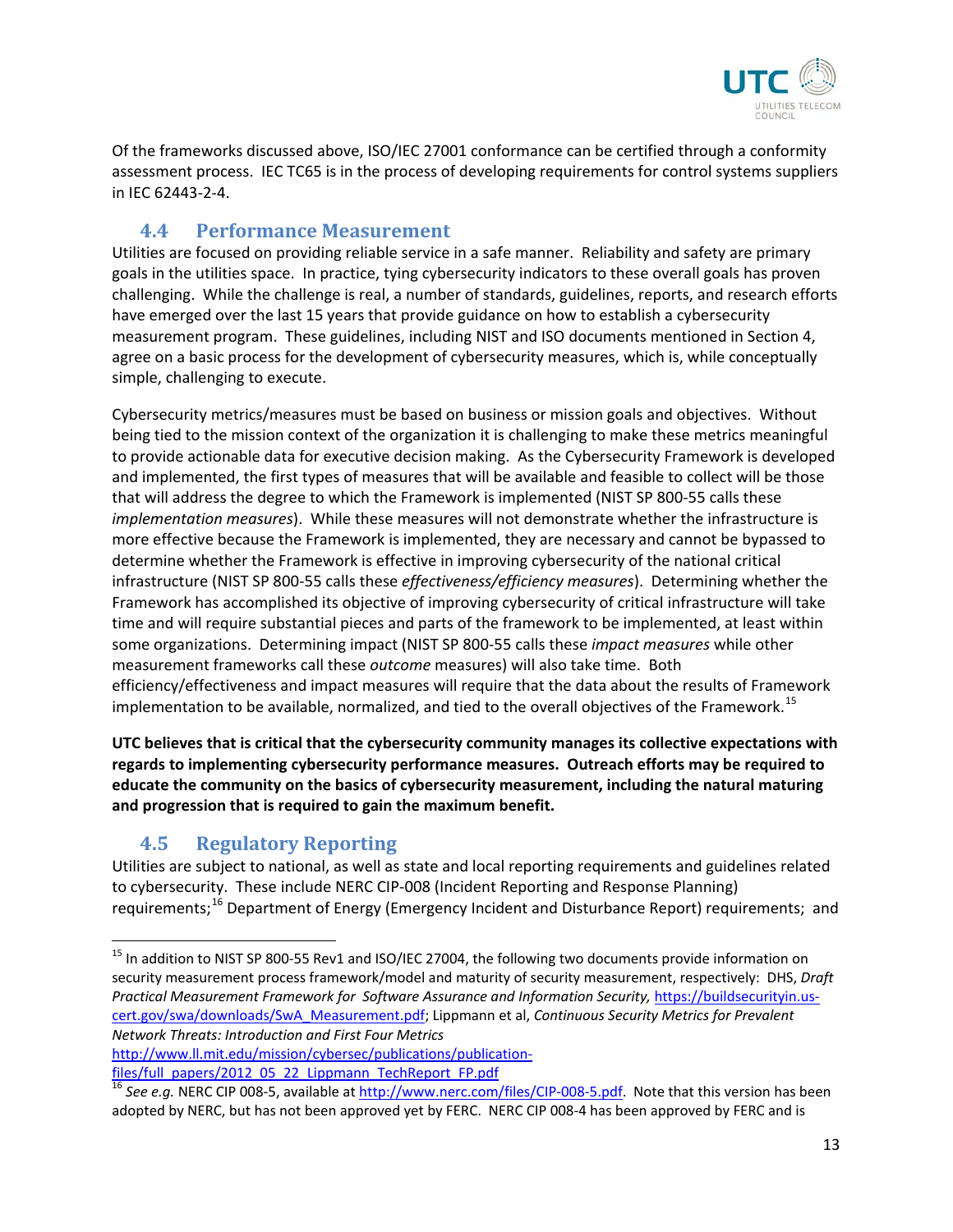Of the frameworks discussed above, ISO/IEC 27001 conformance can be certified through a conformity assessment process. IEC TC65 is in the process of developing requirements for control systems suppliers in IEC 62443-2-4.

## 4.4 Performance Measurement

Utilities are focused on providing reliable service in a safe manner. Reliability and safety are primary goals in the utilities space. In practice, tying cybersecurity indicators to these overall goals has proven challenging. While the challenge is real, a number of standards, guidelines, reports, and research efforts have emerged over the last 15 years that provide guidance on how to establish a cybersecurity measurement program. These guidelines, including NIST and ISO documents mentioned in Section 4, agree on a basic process for the development of cybersecurity measures, which is, while conceptually simple, challenging to execute.

Cybersecurity metrics/measures must be based on business or mission goals and objectives. Without being tied to the mission context of the organization it is challenging to make these metrics meaningful to provide actionable data for executive decision making. As the Cybersecurity Framework is developed and implemented, the first types of measures that will be available and feasible to collect will be those that will address the degree to which the Framework is implemented (NIST SP 800-55 calls these *implementation measures*). While these measures will not demonstrate whether the infrastructure is more effective because the Framework is implemented, they are necessary and cannot be bypassed to determine whether the Framework is effective in improving cybersecurity of the national critical infrastructure (NIST SP 800-55 calls these *effectiveness/efficiency measures*). Determining whether the Framework has accomplished its objective of improving cybersecurity of critical infrastructure will take time and will require substantial pieces and parts of the framework to be implemented, at least within some organizations. Determining impact (NIST SP 800-55 calls these *impact measures* while other measurement frameworks call these *outcome* measures) will also take time. Both efficiency/effectiveness and impact measures will require that the data about the results of Framework implementation to be available, normalized, and tied to the overall objectives of the Framework.[15]

**UTC believes that is critical that the cybersecurity community manages its collective expectations with regards to implementing cybersecurity performance measures. Outreach efforts may be required to educate the community on the basics of cybersecurity measurement, including the natural maturing and progression that is required to gain the maximum benefit.**

## 4.5 Regulatory Reporting

Utilities are subject to national, as well as state and local reporting requirements and guidelines related to cybersecurity. These include NERC CIP-008 (Incident Reporting and Response Planning) requirements;[16] Department of Energy (Emergency Incident and Disturbance Report) requirements; and

---

[15] In addition to NIST SP 800-55 Rev1 and ISO/IEC 27004, the following two documents provide information on security measurement process framework/model and maturity of security measurement, respectively: DHS, *Draft Practical Measurement Framework for Software Assurance and Information Security,* https://buildsecurityin.us-cert.gov/swa/downloads/SwA_Measurement.pdf; Lippmann et al, *Continuous Security Metrics for Prevalent Network Threats: Introduction and First Four Metrics* http://www.ll.mit.edu/mission/cybersec/publications/publication-files/full_papers/2012_05_22_Lippmann_TechReport_FP.pdf

[16] *See e.g.* NERC CIP 008-5, available at http://www.nerc.com/files/CIP-008-5.pdf. Note that this version has been adopted by NERC, but has not been approved yet by FERC. NERC CIP 008-4 has been approved by FERC and is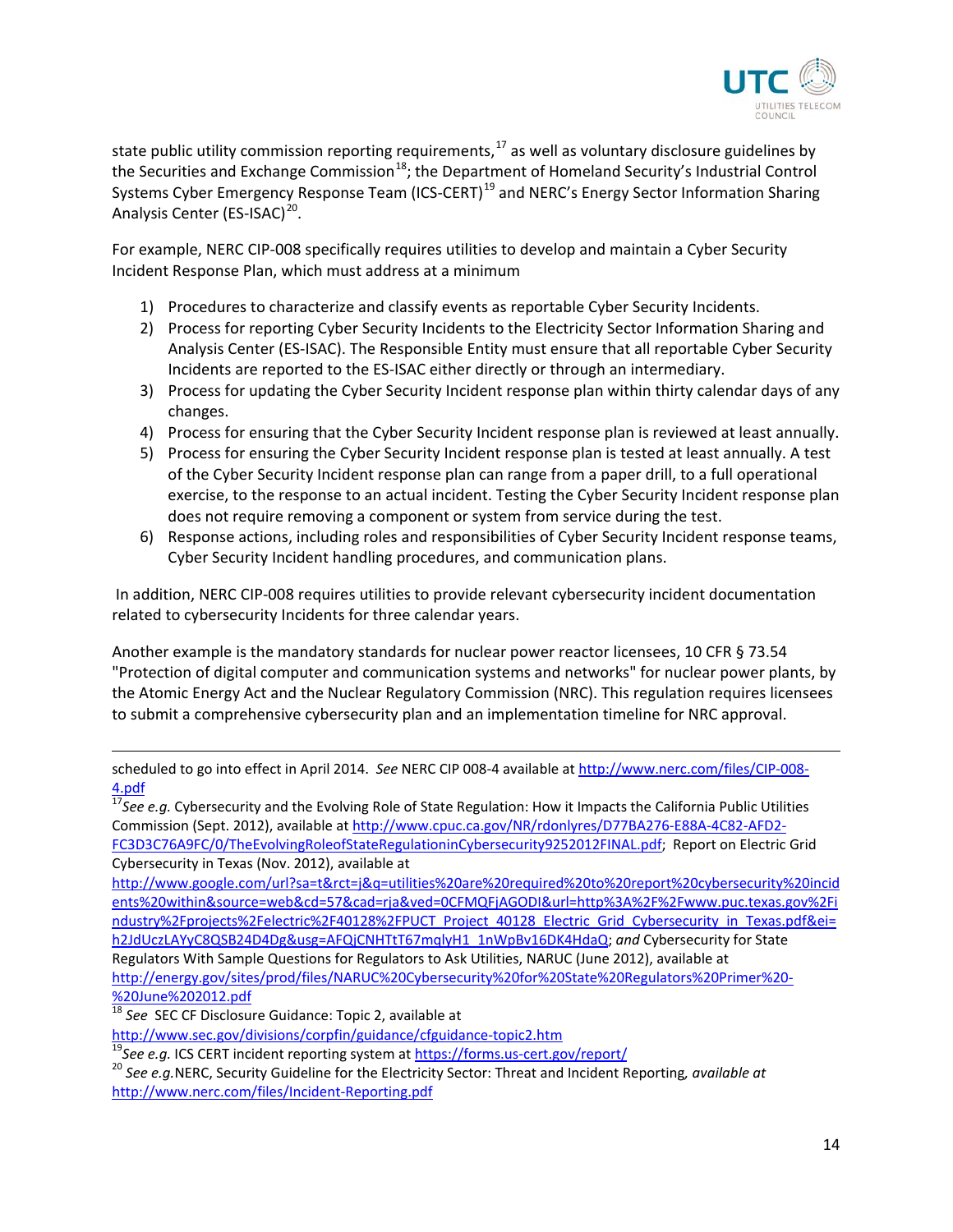state public utility commission reporting requirements,[17] as well as voluntary disclosure guidelines by the Securities and Exchange Commission[18]; the Department of Homeland Security's Industrial Control Systems Cyber Emergency Response Team (ICS-CERT)[19] and NERC's Energy Sector Information Sharing Analysis Center (ES-ISAC)[20].

For example, NERC CIP-008 specifically requires utilities to develop and maintain a Cyber Security Incident Response Plan, which must address at a minimum

1) Procedures to characterize and classify events as reportable Cyber Security Incidents.
2) Process for reporting Cyber Security Incidents to the Electricity Sector Information Sharing and Analysis Center (ES-ISAC). The Responsible Entity must ensure that all reportable Cyber Security Incidents are reported to the ES-ISAC either directly or through an intermediary.
3) Process for updating the Cyber Security Incident response plan within thirty calendar days of any changes.
4) Process for ensuring that the Cyber Security Incident response plan is reviewed at least annually.
5) Process for ensuring the Cyber Security Incident response plan is tested at least annually. A test of the Cyber Security Incident response plan can range from a paper drill, to a full operational exercise, to the response to an actual incident. Testing the Cyber Security Incident response plan does not require removing a component or system from service during the test.
6) Response actions, including roles and responsibilities of Cyber Security Incident response teams, Cyber Security Incident handling procedures, and communication plans.

In addition, NERC CIP-008 requires utilities to provide relevant cybersecurity incident documentation related to cybersecurity Incidents for three calendar years.

Another example is the mandatory standards for nuclear power reactor licensees, 10 CFR § 73.54 "Protection of digital computer and communication systems and networks" for nuclear power plants, by the Atomic Energy Act and the Nuclear Regulatory Commission (NRC). This regulation requires licensees to submit a comprehensive cybersecurity plan and an implementation timeline for NRC approval.

---

scheduled to go into effect in April 2014. *See* NERC CIP 008-4 available at http://www.nerc.com/files/CIP-008-4.pdf

[17] *See e.g.* Cybersecurity and the Evolving Role of State Regulation: How it Impacts the California Public Utilities Commission (Sept. 2012), available at http://www.cpuc.ca.gov/NR/rdonlyres/D77BA276-E88A-4C82-AFD2-FC3D3C76A9FC/0/TheEvolvingRoleofStateRegulationinCybersecurity9252012FINAL.pdf; Report on Electric Grid Cybersecurity in Texas (Nov. 2012), available at http://www.google.com/url?sa=t&rct=j&q=utilities%20are%20required%20to%20report%20cybersecurity%20incidents%20within&source=web&cd=57&cad=rja&ved=0CFMQFjAGODI&url=http%3A%2F%2Fwww.puc.texas.gov%2Findustry%2Fprojects%2Felectric%2F40128%2FPUCT_Project_40128_Electric_Grid_Cybersecurity_in_Texas.pdf&ei=h2JdUczLAYyC8QSB24D4Dg&usg=AFQjCNHTtT67mqlyH1_1nWpBv16DK4HdaQ; *and* Cybersecurity for State Regulators With Sample Questions for Regulators to Ask Utilities, NARUC (June 2012), available at http://energy.gov/sites/prod/files/NARUC%20Cybersecurity%20for%20State%20Regulators%20Primer%20-%20June%202012.pdf

[18] *See* SEC CF Disclosure Guidance: Topic 2, available at http://www.sec.gov/divisions/corpfin/guidance/cfguidance-topic2.htm

[19] *See e.g.* ICS CERT incident reporting system at https://forms.us-cert.gov/report/

[20] *See e.g.* NERC, Security Guideline for the Electricity Sector: Threat and Incident Reporting, *available at* http://www.nerc.com/files/Incident-Reporting.pdf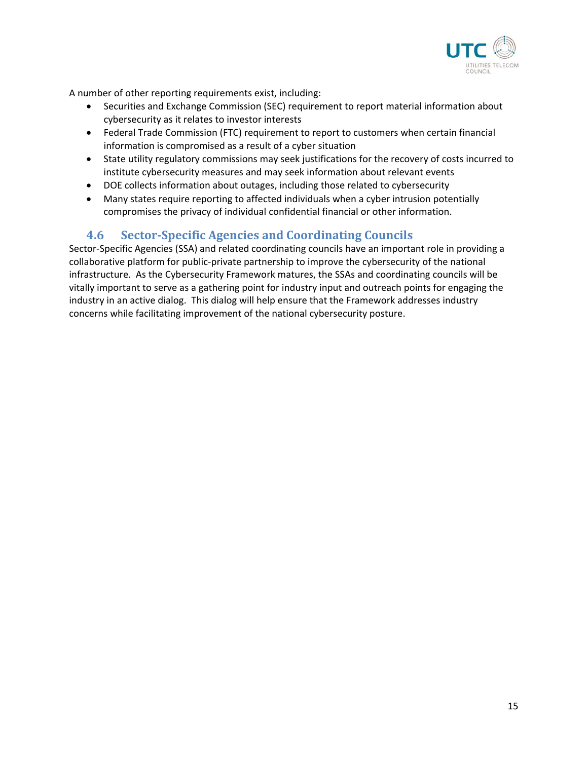A number of other reporting requirements exist, including:

- Securities and Exchange Commission (SEC) requirement to report material information about cybersecurity as it relates to investor interests
- Federal Trade Commission (FTC) requirement to report to customers when certain financial information is compromised as a result of a cyber situation
- State utility regulatory commissions may seek justifications for the recovery of costs incurred to institute cybersecurity measures and may seek information about relevant events
- DOE collects information about outages, including those related to cybersecurity
- Many states require reporting to affected individuals when a cyber intrusion potentially compromises the privacy of individual confidential financial or other information.

## 4.6 Sector-Specific Agencies and Coordinating Councils

Sector-Specific Agencies (SSA) and related coordinating councils have an important role in providing a collaborative platform for public-private partnership to improve the cybersecurity of the national infrastructure. As the Cybersecurity Framework matures, the SSAs and coordinating councils will be vitally important to serve as a gathering point for industry input and outreach points for engaging the industry in an active dialog. This dialog will help ensure that the Framework addresses industry concerns while facilitating improvement of the national cybersecurity posture.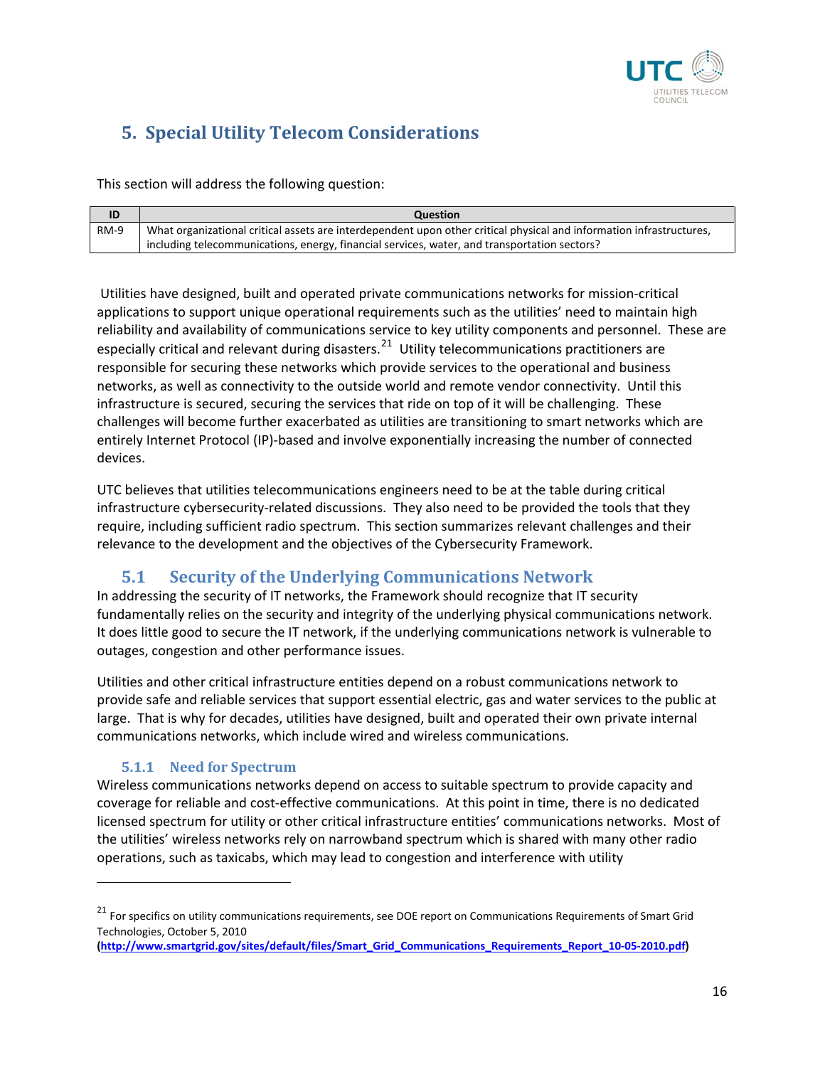# 5. Special Utility Telecom Considerations

This section will address the following question:

| ID | Question |
| --- | --- |
| RM-9 | What organizational critical assets are interdependent upon other critical physical and information infrastructures, including telecommunications, energy, financial services, water, and transportation sectors? |

Utilities have designed, built and operated private communications networks for mission-critical applications to support unique operational requirements such as the utilities' need to maintain high reliability and availability of communications service to key utility components and personnel. These are especially critical and relevant during disasters.[21] Utility telecommunications practitioners are responsible for securing these networks which provide services to the operational and business networks, as well as connectivity to the outside world and remote vendor connectivity. Until this infrastructure is secured, securing the services that ride on top of it will be challenging. These challenges will become further exacerbated as utilities are transitioning to smart networks which are entirely Internet Protocol (IP)-based and involve exponentially increasing the number of connected devices.

UTC believes that utilities telecommunications engineers need to be at the table during critical infrastructure cybersecurity-related discussions. They also need to be provided the tools that they require, including sufficient radio spectrum. This section summarizes relevant challenges and their relevance to the development and the objectives of the Cybersecurity Framework.

## 5.1 Security of the Underlying Communications Network

In addressing the security of IT networks, the Framework should recognize that IT security fundamentally relies on the security and integrity of the underlying physical communications network. It does little good to secure the IT network, if the underlying communications network is vulnerable to outages, congestion and other performance issues.

Utilities and other critical infrastructure entities depend on a robust communications network to provide safe and reliable services that support essential electric, gas and water services to the public at large. That is why for decades, utilities have designed, built and operated their own private internal communications networks, which include wired and wireless communications.

### 5.1.1 Need for Spectrum

Wireless communications networks depend on access to suitable spectrum to provide capacity and coverage for reliable and cost-effective communications. At this point in time, there is no dedicated licensed spectrum for utility or other critical infrastructure entities' communications networks. Most of the utilities' wireless networks rely on narrowband spectrum which is shared with many other radio operations, such as taxicabs, which may lead to congestion and interference with utility

---

[21] For specifics on utility communications requirements, see DOE report on Communications Requirements of Smart Grid Technologies, October 5, 2010 **(http://www.smartgrid.gov/sites/default/files/Smart_Grid_Communications_Requirements_Report_10-05-2010.pdf)**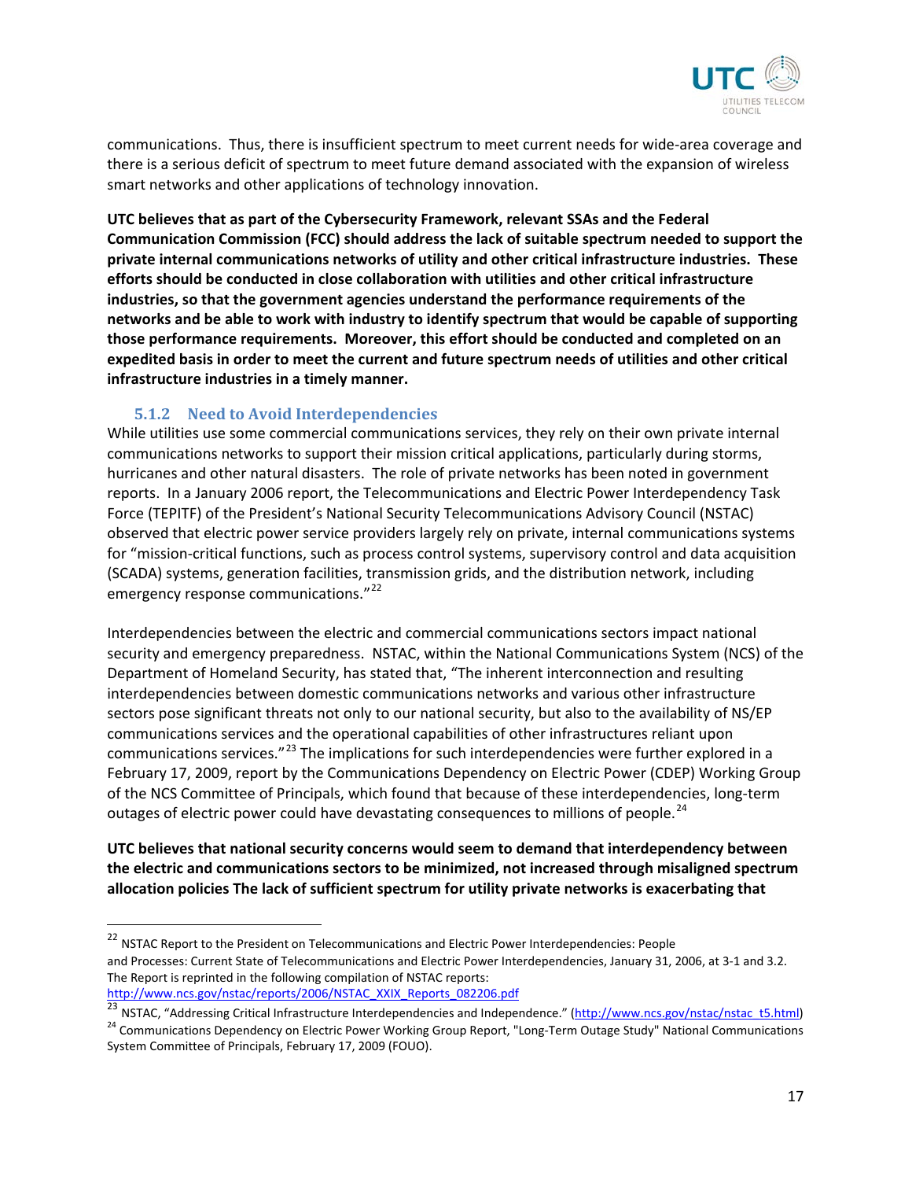communications. Thus, there is insufficient spectrum to meet current needs for wide-area coverage and there is a serious deficit of spectrum to meet future demand associated with the expansion of wireless smart networks and other applications of technology innovation.

**UTC believes that as part of the Cybersecurity Framework, relevant SSAs and the Federal Communication Commission (FCC) should address the lack of suitable spectrum needed to support the private internal communications networks of utility and other critical infrastructure industries. These efforts should be conducted in close collaboration with utilities and other critical infrastructure industries, so that the government agencies understand the performance requirements of the networks and be able to work with industry to identify spectrum that would be capable of supporting those performance requirements. Moreover, this effort should be conducted and completed on an expedited basis in order to meet the current and future spectrum needs of utilities and other critical infrastructure industries in a timely manner.**

### 5.1.2 Need to Avoid Interdependencies

While utilities use some commercial communications services, they rely on their own private internal communications networks to support their mission critical applications, particularly during storms, hurricanes and other natural disasters. The role of private networks has been noted in government reports. In a January 2006 report, the Telecommunications and Electric Power Interdependency Task Force (TEPITF) of the President's National Security Telecommunications Advisory Council (NSTAC) observed that electric power service providers largely rely on private, internal communications systems for "mission-critical functions, such as process control systems, supervisory control and data acquisition (SCADA) systems, generation facilities, transmission grids, and the distribution network, including emergency response communications."[22]

Interdependencies between the electric and commercial communications sectors impact national security and emergency preparedness. NSTAC, within the National Communications System (NCS) of the Department of Homeland Security, has stated that, "The inherent interconnection and resulting interdependencies between domestic communications networks and various other infrastructure sectors pose significant threats not only to our national security, but also to the availability of NS/EP communications services and the operational capabilities of other infrastructures reliant upon communications services."[23] The implications for such interdependencies were further explored in a February 17, 2009, report by the Communications Dependency on Electric Power (CDEP) Working Group of the NCS Committee of Principals, which found that because of these interdependencies, long-term outages of electric power could have devastating consequences to millions of people.[24]

**UTC believes that national security concerns would seem to demand that interdependency between the electric and communications sectors to be minimized, not increased through misaligned spectrum allocation policies The lack of sufficient spectrum for utility private networks is exacerbating that**

---

[22] NSTAC Report to the President on Telecommunications and Electric Power Interdependencies: People and Processes: Current State of Telecommunications and Electric Power Interdependencies, January 31, 2006, at 3-1 and 3.2. The Report is reprinted in the following compilation of NSTAC reports: http://www.ncs.gov/nstac/reports/2006/NSTAC_XXIX_Reports_082206.pdf

[23] NSTAC, "Addressing Critical Infrastructure Interdependencies and Independence." (http://www.ncs.gov/nstac/nstac_t5.html)

[24] Communications Dependency on Electric Power Working Group Report, "Long-Term Outage Study" National Communications System Committee of Principals, February 17, 2009 (FOUO).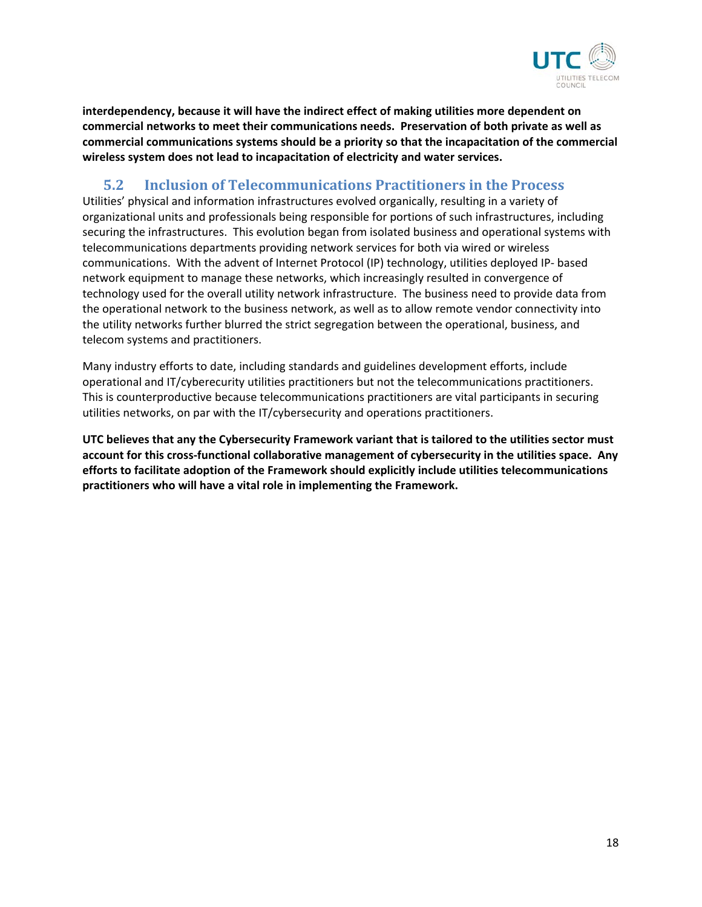**interdependency, because it will have the indirect effect of making utilities more dependent on commercial networks to meet their communications needs. Preservation of both private as well as commercial communications systems should be a priority so that the incapacitation of the commercial wireless system does not lead to incapacitation of electricity and water services.**

## 5.2 Inclusion of Telecommunications Practitioners in the Process

Utilities' physical and information infrastructures evolved organically, resulting in a variety of organizational units and professionals being responsible for portions of such infrastructures, including securing the infrastructures. This evolution began from isolated business and operational systems with telecommunications departments providing network services for both via wired or wireless communications. With the advent of Internet Protocol (IP) technology, utilities deployed IP- based network equipment to manage these networks, which increasingly resulted in convergence of technology used for the overall utility network infrastructure. The business need to provide data from the operational network to the business network, as well as to allow remote vendor connectivity into the utility networks further blurred the strict segregation between the operational, business, and telecom systems and practitioners.

Many industry efforts to date, including standards and guidelines development efforts, include operational and IT/cyberecurity utilities practitioners but not the telecommunications practitioners. This is counterproductive because telecommunications practitioners are vital participants in securing utilities networks, on par with the IT/cybersecurity and operations practitioners.

**UTC believes that any the Cybersecurity Framework variant that is tailored to the utilities sector must account for this cross-functional collaborative management of cybersecurity in the utilities space. Any efforts to facilitate adoption of the Framework should explicitly include utilities telecommunications practitioners who will have a vital role in implementing the Framework.**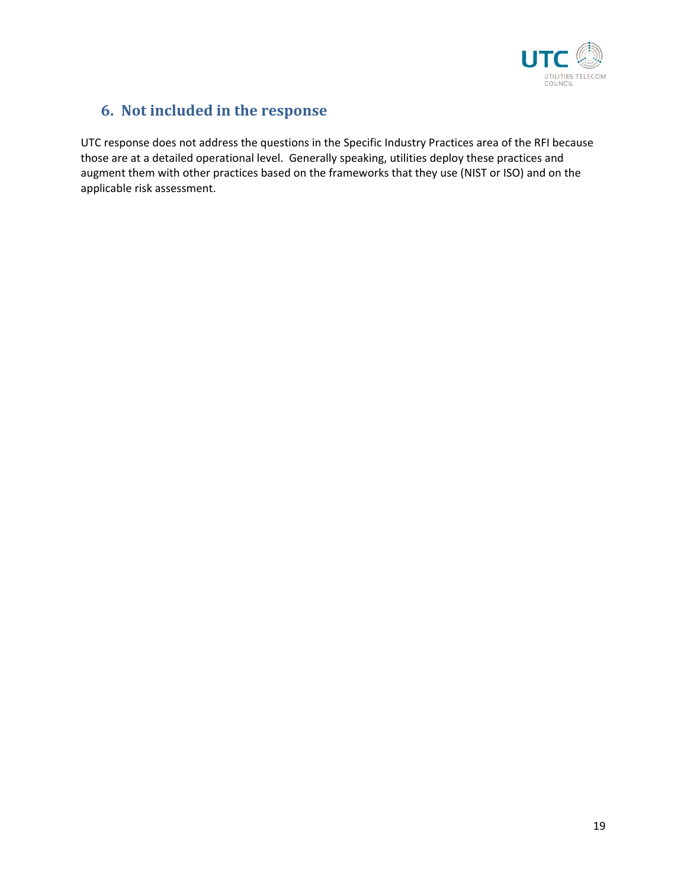## 6. Not included in the response

UTC response does not address the questions in the Specific Industry Practices area of the RFI because those are at a detailed operational level. Generally speaking, utilities deploy these practices and augment them with other practices based on the frameworks that they use (NIST or ISO) and on the applicable risk assessment.